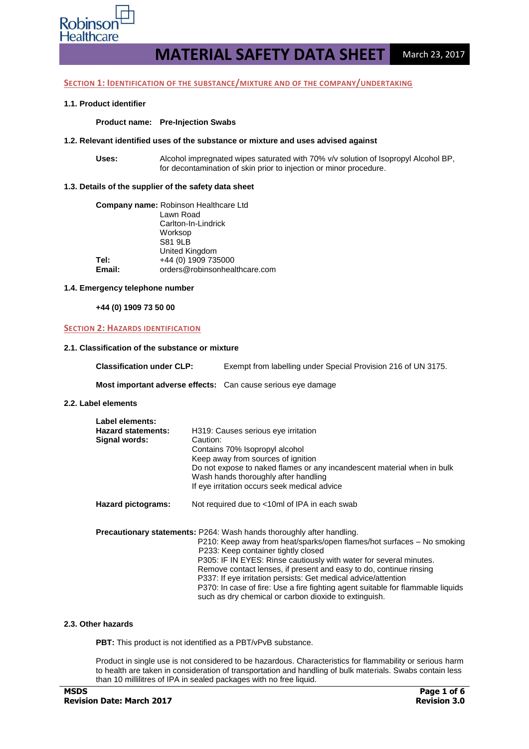Robinson Healthcare

# MATERIAL SAFETY DATA SHEET

March 23, 2017

## SECTION 1: IDENTIFICATION OF THE SUBSTANCE/MIXTURE AND OF THE COMPANY/UNDERTAKING

### 1.1. Product identifier

**Product name:** **Pre-Injection Swabs**

### 1.2. Relevant identified uses of the substance or mixture and uses advised against

**Uses:** Alcohol impregnated wipes saturated with 70% v/v solution of Isopropyl Alcohol BP, for decontamination of skin prior to injection or minor procedure.

### 1.3. Details of the supplier of the safety data sheet

**Company name:** Robinson Healthcare Ltd
Lawn Road
Carlton-In-Lindrick
Worksop
S81 9LB
United Kingdom
**Tel:** +44 (0) 1909 735000
**Email:** orders@robinsonhealthcare.com

### 1.4. Emergency telephone number

**+44 (0) 1909 73 50 00**

## SECTION 2: HAZARDS IDENTIFICATION

### 2.1. Classification of the substance or mixture

**Classification under CLP:** Exempt from labelling under Special Provision 216 of UN 3175.

**Most important adverse effects:** Can cause serious eye damage

### 2.2. Label elements

**Label elements:**
**Hazard statements:** H319: Causes serious eye irritation
**Signal words:** Caution:
Contains 70% Isopropyl alcohol
Keep away from sources of ignition
Do not expose to naked flames or any incandescent material when in bulk
Wash hands thoroughly after handling
If eye irritation occurs seek medical advice

**Hazard pictograms:** Not required due to <10ml of IPA in each swab

**Precautionary statements:** P264: Wash hands thoroughly after handling.
P210: Keep away from heat/sparks/open flames/hot surfaces – No smoking
P233: Keep container tightly closed
P305: IF IN EYES: Rinse cautiously with water for several minutes. Remove contact lenses, if present and easy to do, continue rinsing
P337: If eye irritation persists: Get medical advice/attention
P370: In case of fire: Use a fire fighting agent suitable for flammable liquids such as dry chemical or carbon dioxide to extinguish.

### 2.3. Other hazards

**PBT:** This product is not identified as a PBT/vPvB substance.

Product in single use is not considered to be hazardous. Characteristics for flammability or serious harm to health are taken in consideration of transportation and handling of bulk materials. Swabs contain less than 10 millilitres of IPA in sealed packages with no free liquid.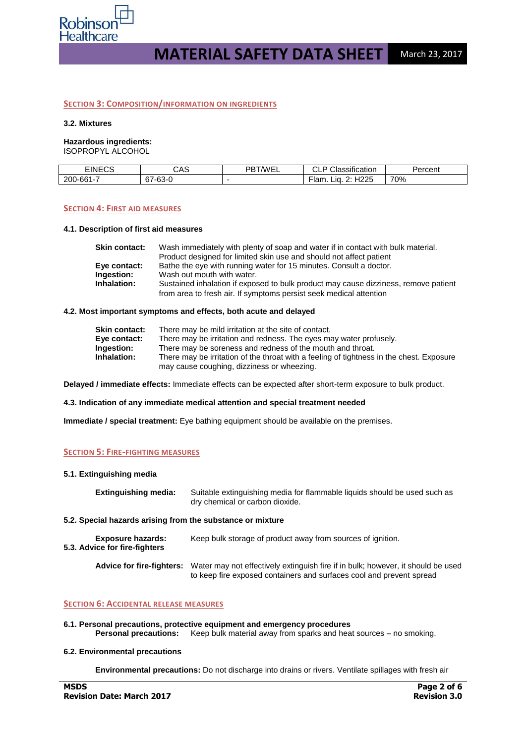## SECTION 3: COMPOSITION/INFORMATION ON INGREDIENTS

**3.2. Mixtures**

**Hazardous ingredients:**
ISOPROPYL ALCOHOL

| EINECS | CAS | PBT/WEL | CLP Classification | Percent |
|---|---|---|---|---|
| 200-661-7 | 67-63-0 | - | Flam. Liq. 2: H225 | 70% |

## SECTION 4: FIRST AID MEASURES

**4.1. Description of first aid measures**

**Skin contact:** Wash immediately with plenty of soap and water if in contact with bulk material. Product designed for limited skin use and should not affect patient

**Eye contact:** Bathe the eye with running water for 15 minutes. Consult a doctor.

**Ingestion:** Wash out mouth with water.

**Inhalation:** Sustained inhalation if exposed to bulk product may cause dizziness, remove patient from area to fresh air. If symptoms persist seek medical attention

**4.2. Most important symptoms and effects, both acute and delayed**

**Skin contact:** There may be mild irritation at the site of contact.

**Eye contact:** There may be irritation and redness. The eyes may water profusely.

**Ingestion:** There may be soreness and redness of the mouth and throat.

**Inhalation:** There may be irritation of the throat with a feeling of tightness in the chest. Exposure may cause coughing, dizziness or wheezing.

**Delayed / immediate effects:** Immediate effects can be expected after short-term exposure to bulk product.

**4.3. Indication of any immediate medical attention and special treatment needed**

**Immediate / special treatment:** Eye bathing equipment should be available on the premises.

## SECTION 5: FIRE-FIGHTING MEASURES

**5.1. Extinguishing media**

**Extinguishing media:** Suitable extinguishing media for flammable liquids should be used such as dry chemical or carbon dioxide.

**5.2. Special hazards arising from the substance or mixture**

**Exposure hazards:** Keep bulk storage of product away from sources of ignition.

**5.3. Advice for fire-fighters**

**Advice for fire-fighters:** Water may not effectively extinguish fire if in bulk; however, it should be used to keep fire exposed containers and surfaces cool and prevent spread

## SECTION 6: ACCIDENTAL RELEASE MEASURES

**6.1. Personal precautions, protective equipment and emergency procedures**

**Personal precautions:** Keep bulk material away from sparks and heat sources – no smoking.

**6.2. Environmental precautions**

**Environmental precautions:** Do not discharge into drains or rivers. Ventilate spillages with fresh air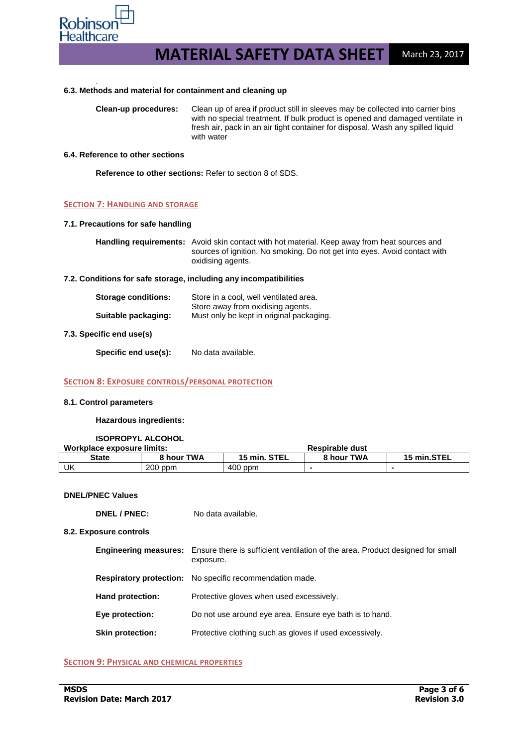### 6.3. Methods and material for containment and cleaning up

**Clean-up procedures:** Clean up of area if product still in sleeves may be collected into carrier bins with no special treatment. If bulk product is opened and damaged ventilate in fresh air, pack in an air tight container for disposal. Wash any spilled liquid with water

### 6.4. Reference to other sections

**Reference to other sections:** Refer to section 8 of SDS.

## SECTION 7: HANDLING AND STORAGE

### 7.1. Precautions for safe handling

**Handling requirements:** Avoid skin contact with hot material. Keep away from heat sources and sources of ignition. No smoking. Do not get into eyes. Avoid contact with oxidising agents.

### 7.2. Conditions for safe storage, including any incompatibilities

**Storage conditions:** Store in a cool, well ventilated area. Store away from oxidising agents.

**Suitable packaging:** Must only be kept in original packaging.

### 7.3. Specific end use(s)

**Specific end use(s):** No data available.

## SECTION 8: EXPOSURE CONTROLS/PERSONAL PROTECTION

### 8.1. Control parameters

**Hazardous ingredients:**

**ISOPROPYL ALCOHOL**

**Workplace exposure limits:**

| | | | Respirable dust | |
|---|---|---|---|---|
| **State** | **8 hour TWA** | **15 min. STEL** | **8 hour TWA** | **15 min.STEL** |
| UK | 200 ppm | 400 ppm | - | - |

**DNEL/PNEC Values**

**DNEL / PNEC:** No data available.

### 8.2. Exposure controls

**Engineering measures:** Ensure there is sufficient ventilation of the area. Product designed for small exposure.

**Respiratory protection:** No specific recommendation made.

**Hand protection:** Protective gloves when used excessively.

**Eye protection:** Do not use around eye area. Ensure eye bath is to hand.

**Skin protection:** Protective clothing such as gloves if used excessively.

## SECTION 9: PHYSICAL AND CHEMICAL PROPERTIES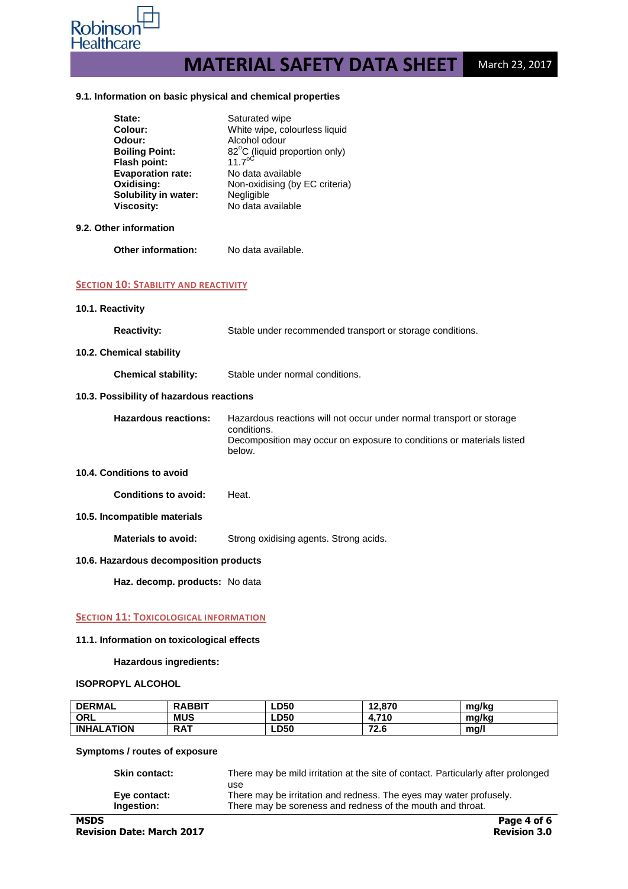### 9.1. Information on basic physical and chemical properties

**State:** Saturated wipe
**Colour:** White wipe, colourless liquid
**Odour:** Alcohol odour
**Boiling Point:** 82°C (liquid proportion only)
**Flash point:** 11.7°C
**Evaporation rate:** No data available
**Oxidising:** Non-oxidising (by EC criteria)
**Solubility in water:** Negligible
**Viscosity:** No data available

### 9.2. Other information

**Other information:** No data available.

## SECTION 10: STABILITY AND REACTIVITY

### 10.1. Reactivity

**Reactivity:** Stable under recommended transport or storage conditions.

### 10.2. Chemical stability

**Chemical stability:** Stable under normal conditions.

### 10.3. Possibility of hazardous reactions

**Hazardous reactions:** Hazardous reactions will not occur under normal transport or storage conditions.
Decomposition may occur on exposure to conditions or materials listed below.

### 10.4. Conditions to avoid

**Conditions to avoid:** Heat.

### 10.5. Incompatible materials

**Materials to avoid:** Strong oxidising agents. Strong acids.

### 10.6. Hazardous decomposition products

**Haz. decomp. products:** No data

## SECTION 11: TOXICOLOGICAL INFORMATION

### 11.1. Information on toxicological effects

**Hazardous ingredients:**

**ISOPROPYL ALCOHOL**

| DERMAL | RABBIT | LD50 | 12,870 | mg/kg |
|---|---|---|---|---|
| ORL | MUS | LD50 | 4,710 | mg/kg |
| INHALATION | RAT | LD50 | 72.6 | mg/l |

**Symptoms / routes of exposure**

**Skin contact:** There may be mild irritation at the site of contact. Particularly after prolonged use
**Eye contact:** There may be irritation and redness. The eyes may water profusely.
**Ingestion:** There may be soreness and redness of the mouth and throat.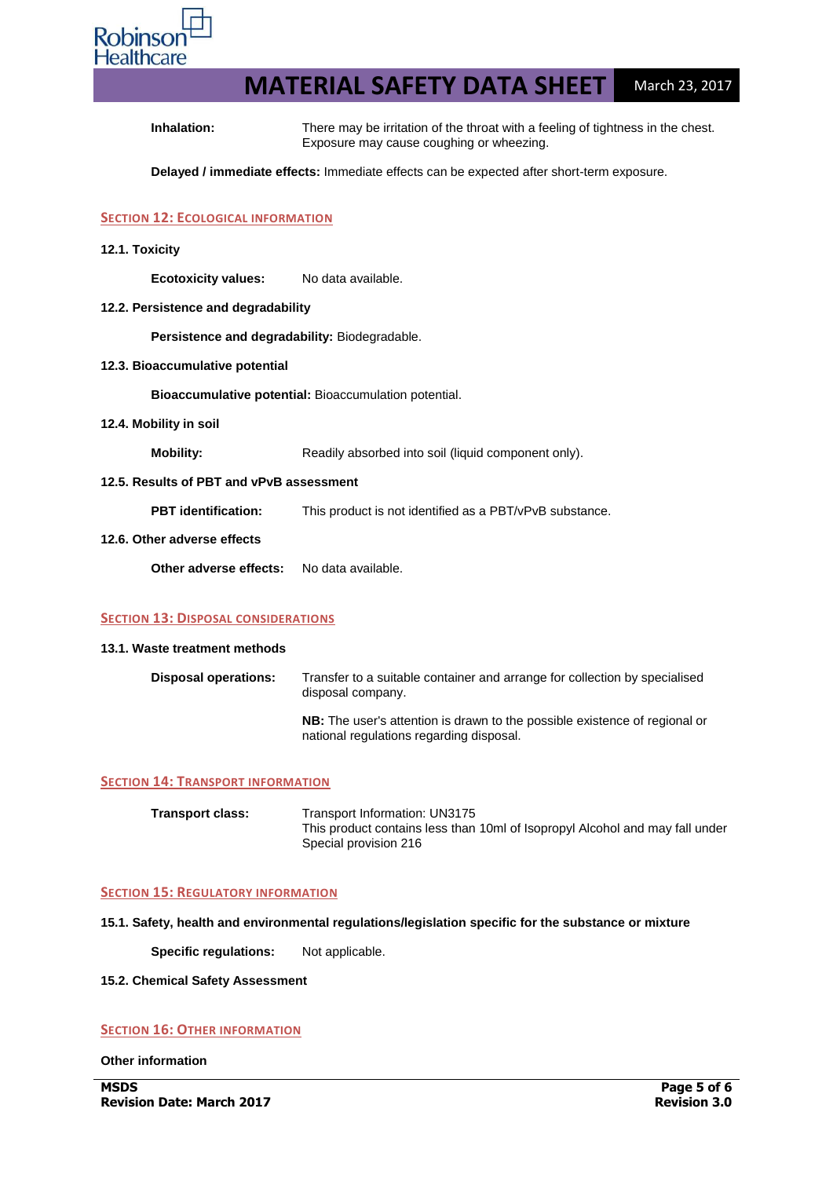**Inhalation:** There may be irritation of the throat with a feeling of tightness in the chest. Exposure may cause coughing or wheezing.

**Delayed / immediate effects:** Immediate effects can be expected after short-term exposure.

## SECTION 12: ECOLOGICAL INFORMATION

### 12.1. Toxicity

**Ecotoxicity values:** No data available.

### 12.2. Persistence and degradability

**Persistence and degradability:** Biodegradable.

### 12.3. Bioaccumulative potential

**Bioaccumulative potential:** Bioaccumulation potential.

### 12.4. Mobility in soil

**Mobility:** Readily absorbed into soil (liquid component only).

### 12.5. Results of PBT and vPvB assessment

**PBT identification:** This product is not identified as a PBT/vPvB substance.

### 12.6. Other adverse effects

**Other adverse effects:** No data available.

## SECTION 13: DISPOSAL CONSIDERATIONS

### 13.1. Waste treatment methods

**Disposal operations:** Transfer to a suitable container and arrange for collection by specialised disposal company.

**NB:** The user's attention is drawn to the possible existence of regional or national regulations regarding disposal.

## SECTION 14: TRANSPORT INFORMATION

**Transport class:** Transport Information: UN3175
This product contains less than 10ml of Isopropyl Alcohol and may fall under Special provision 216

## SECTION 15: REGULATORY INFORMATION

### 15.1. Safety, health and environmental regulations/legislation specific for the substance or mixture

**Specific regulations:** Not applicable.

### 15.2. Chemical Safety Assessment

## SECTION 16: OTHER INFORMATION

**Other information**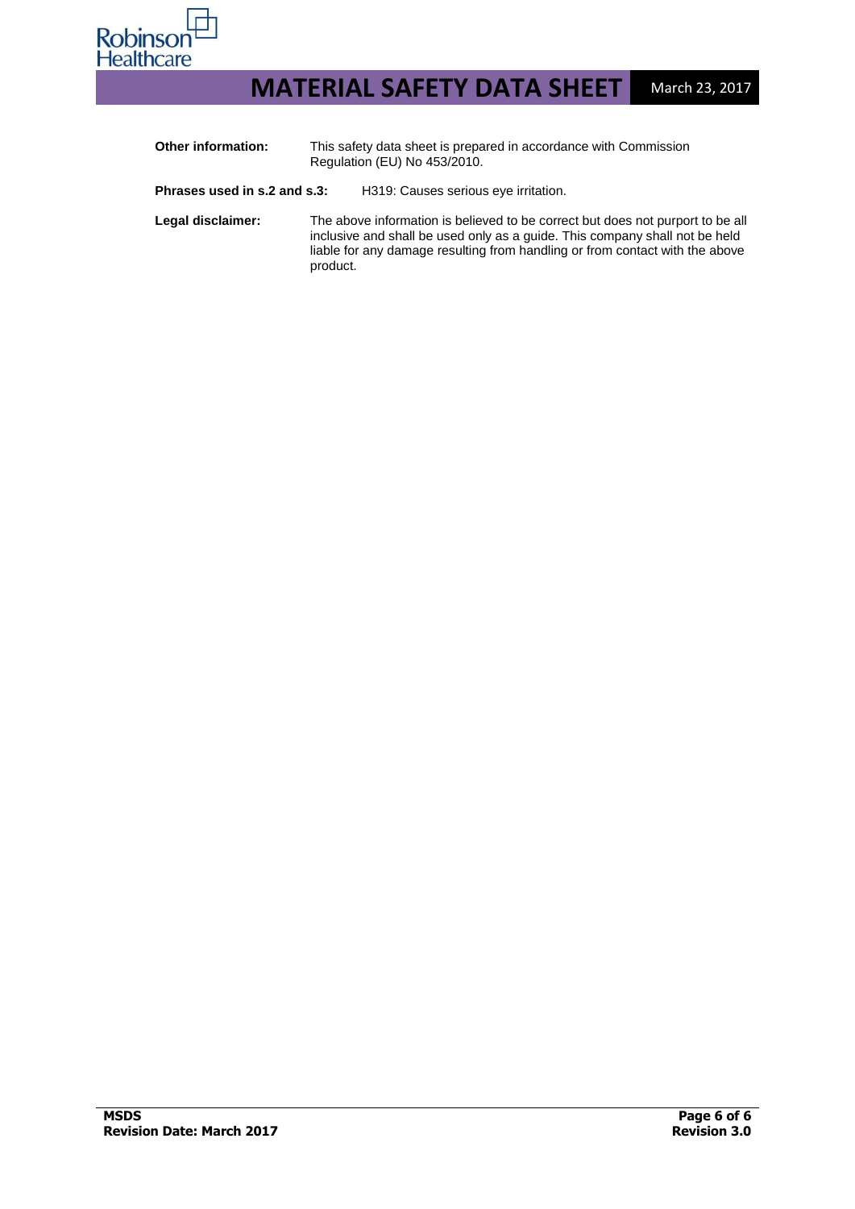**Other information:** This safety data sheet is prepared in accordance with Commission Regulation (EU) No 453/2010.

**Phrases used in s.2 and s.3:** H319: Causes serious eye irritation.

**Legal disclaimer:** The above information is believed to be correct but does not purport to be all inclusive and shall be used only as a guide. This company shall not be held liable for any damage resulting from handling or from contact with the above product.